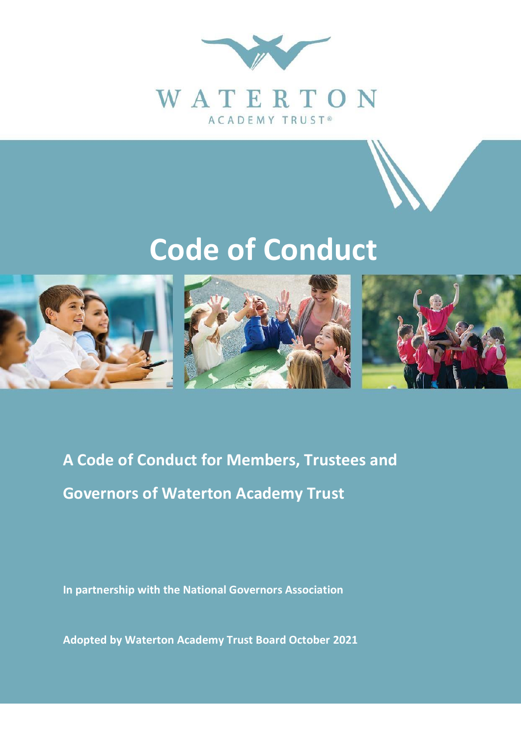WATERTON

ACADEMY TRUST®

# Code of Conduct

## A Code of Conduct for Members, Trustees and Governors of Waterton Academy Trust

**In partnership with the National Governors Association**

**Adopted by Waterton Academy Trust Board October 2021**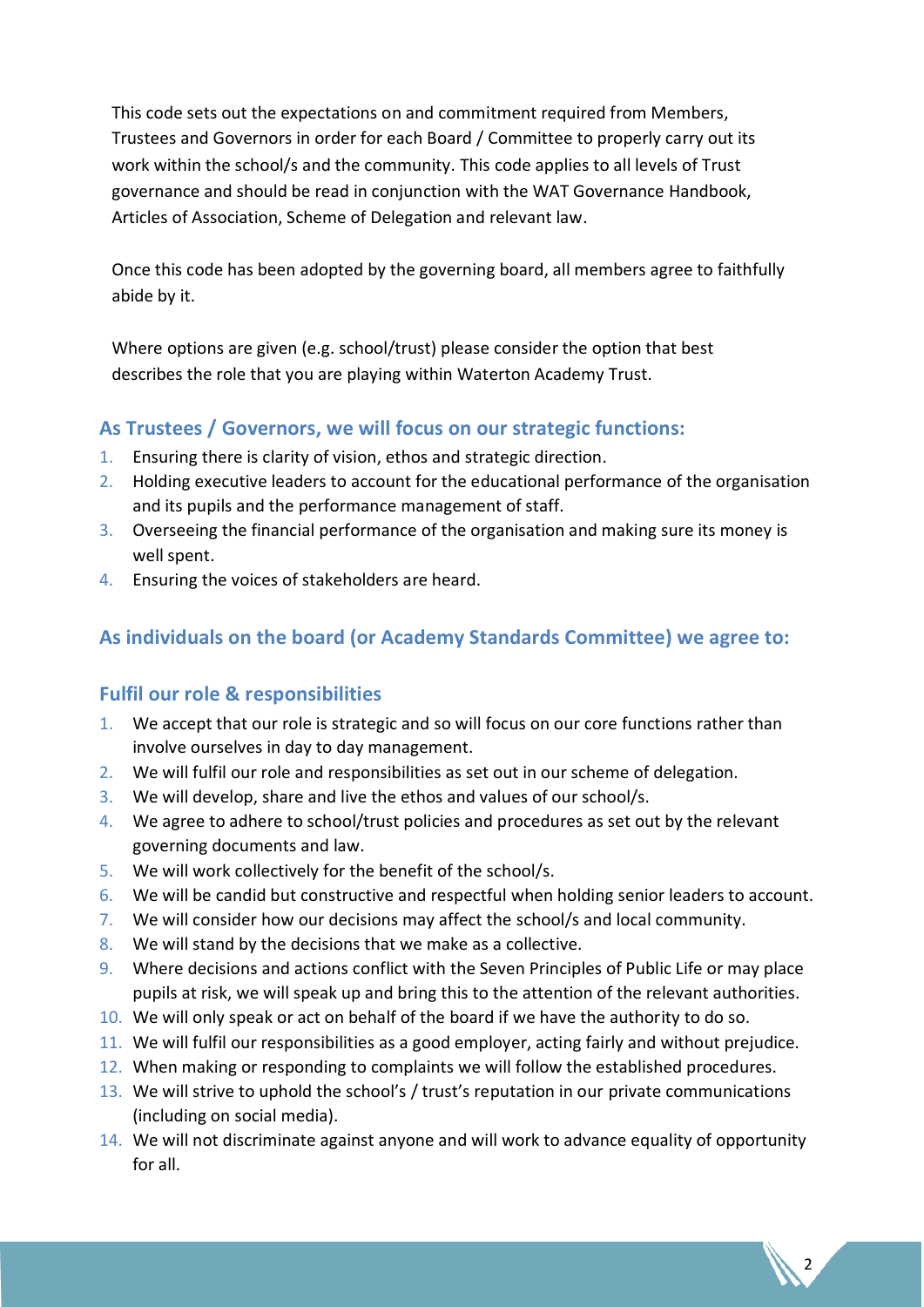This code sets out the expectations on and commitment required from Members, Trustees and Governors in order for each Board / Committee to properly carry out its work within the school/s and the community. This code applies to all levels of Trust governance and should be read in conjunction with the WAT Governance Handbook, Articles of Association, Scheme of Delegation and relevant law.

Once this code has been adopted by the governing board, all members agree to faithfully abide by it.

Where options are given (e.g. school/trust) please consider the option that best describes the role that you are playing within Waterton Academy Trust.

## As Trustees / Governors, we will focus on our strategic functions:

1. Ensuring there is clarity of vision, ethos and strategic direction.
2. Holding executive leaders to account for the educational performance of the organisation and its pupils and the performance management of staff.
3. Overseeing the financial performance of the organisation and making sure its money is well spent.
4. Ensuring the voices of stakeholders are heard.

## As individuals on the board (or Academy Standards Committee) we agree to:

### Fulfil our role & responsibilities

1. We accept that our role is strategic and so will focus on our core functions rather than involve ourselves in day to day management.
2. We will fulfil our role and responsibilities as set out in our scheme of delegation.
3. We will develop, share and live the ethos and values of our school/s.
4. We agree to adhere to school/trust policies and procedures as set out by the relevant governing documents and law.
5. We will work collectively for the benefit of the school/s.
6. We will be candid but constructive and respectful when holding senior leaders to account.
7. We will consider how our decisions may affect the school/s and local community.
8. We will stand by the decisions that we make as a collective.
9. Where decisions and actions conflict with the Seven Principles of Public Life or may place pupils at risk, we will speak up and bring this to the attention of the relevant authorities.
10. We will only speak or act on behalf of the board if we have the authority to do so.
11. We will fulfil our responsibilities as a good employer, acting fairly and without prejudice.
12. When making or responding to complaints we will follow the established procedures.
13. We will strive to uphold the school's / trust's reputation in our private communications (including on social media).
14. We will not discriminate against anyone and will work to advance equality of opportunity for all.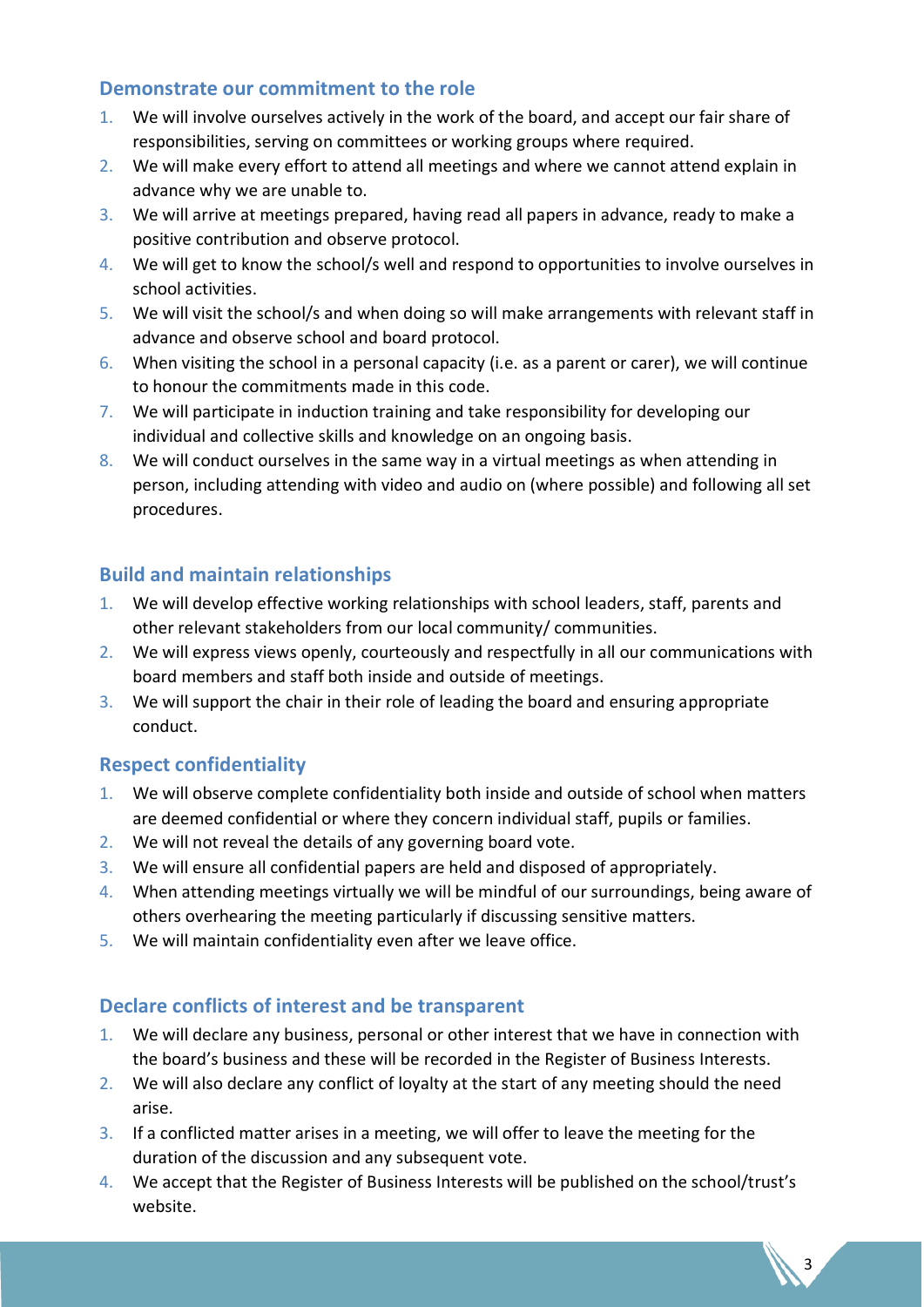### Demonstrate our commitment to the role

1. We will involve ourselves actively in the work of the board, and accept our fair share of responsibilities, serving on committees or working groups where required.
2. We will make every effort to attend all meetings and where we cannot attend explain in advance why we are unable to.
3. We will arrive at meetings prepared, having read all papers in advance, ready to make a positive contribution and observe protocol.
4. We will get to know the school/s well and respond to opportunities to involve ourselves in school activities.
5. We will visit the school/s and when doing so will make arrangements with relevant staff in advance and observe school and board protocol.
6. When visiting the school in a personal capacity (i.e. as a parent or carer), we will continue to honour the commitments made in this code.
7. We will participate in induction training and take responsibility for developing our individual and collective skills and knowledge on an ongoing basis.
8. We will conduct ourselves in the same way in a virtual meetings as when attending in person, including attending with video and audio on (where possible) and following all set procedures.

### Build and maintain relationships

1. We will develop effective working relationships with school leaders, staff, parents and other relevant stakeholders from our local community/ communities.
2. We will express views openly, courteously and respectfully in all our communications with board members and staff both inside and outside of meetings.
3. We will support the chair in their role of leading the board and ensuring appropriate conduct.

### Respect confidentiality

1. We will observe complete confidentiality both inside and outside of school when matters are deemed confidential or where they concern individual staff, pupils or families.
2. We will not reveal the details of any governing board vote.
3. We will ensure all confidential papers are held and disposed of appropriately.
4. When attending meetings virtually we will be mindful of our surroundings, being aware of others overhearing the meeting particularly if discussing sensitive matters.
5. We will maintain confidentiality even after we leave office.

### Declare conflicts of interest and be transparent

1. We will declare any business, personal or other interest that we have in connection with the board's business and these will be recorded in the Register of Business Interests.
2. We will also declare any conflict of loyalty at the start of any meeting should the need arise.
3. If a conflicted matter arises in a meeting, we will offer to leave the meeting for the duration of the discussion and any subsequent vote.
4. We accept that the Register of Business Interests will be published on the school/trust's website.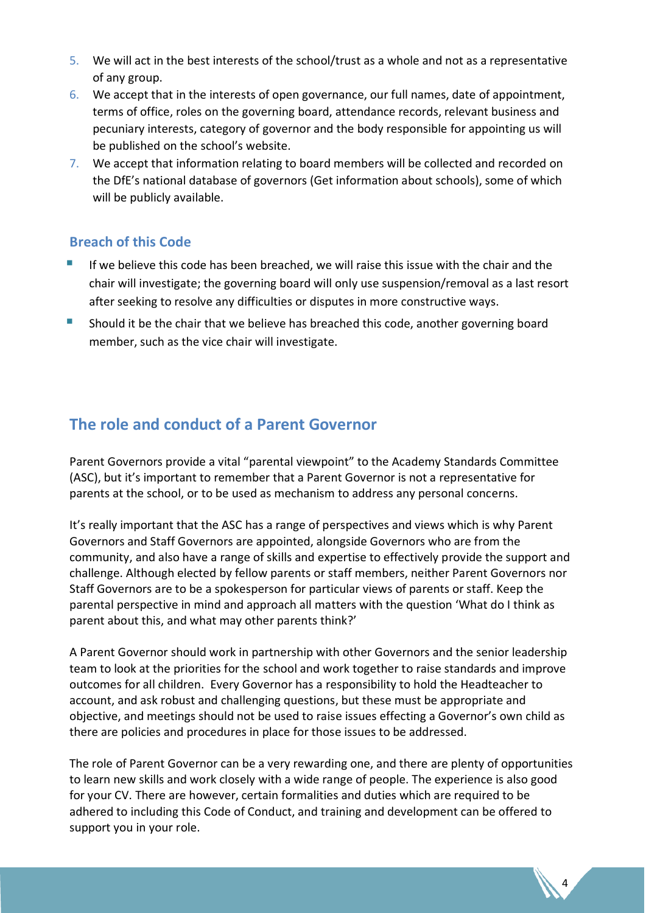5. We will act in the best interests of the school/trust as a whole and not as a representative of any group.
6. We accept that in the interests of open governance, our full names, date of appointment, terms of office, roles on the governing board, attendance records, relevant business and pecuniary interests, category of governor and the body responsible for appointing us will be published on the school's website.
7. We accept that information relating to board members will be collected and recorded on the DfE's national database of governors (Get information about schools), some of which will be publicly available.

### Breach of this Code

- If we believe this code has been breached, we will raise this issue with the chair and the chair will investigate; the governing board will only use suspension/removal as a last resort after seeking to resolve any difficulties or disputes in more constructive ways.
- Should it be the chair that we believe has breached this code, another governing board member, such as the vice chair will investigate.

## The role and conduct of a Parent Governor

Parent Governors provide a vital "parental viewpoint" to the Academy Standards Committee (ASC), but it's important to remember that a Parent Governor is not a representative for parents at the school, or to be used as mechanism to address any personal concerns.

It's really important that the ASC has a range of perspectives and views which is why Parent Governors and Staff Governors are appointed, alongside Governors who are from the community, and also have a range of skills and expertise to effectively provide the support and challenge. Although elected by fellow parents or staff members, neither Parent Governors nor Staff Governors are to be a spokesperson for particular views of parents or staff. Keep the parental perspective in mind and approach all matters with the question 'What do I think as parent about this, and what may other parents think?'

A Parent Governor should work in partnership with other Governors and the senior leadership team to look at the priorities for the school and work together to raise standards and improve outcomes for all children. Every Governor has a responsibility to hold the Headteacher to account, and ask robust and challenging questions, but these must be appropriate and objective, and meetings should not be used to raise issues effecting a Governor's own child as there are policies and procedures in place for those issues to be addressed.

The role of Parent Governor can be a very rewarding one, and there are plenty of opportunities to learn new skills and work closely with a wide range of people. The experience is also good for your CV. There are however, certain formalities and duties which are required to be adhered to including this Code of Conduct, and training and development can be offered to support you in your role.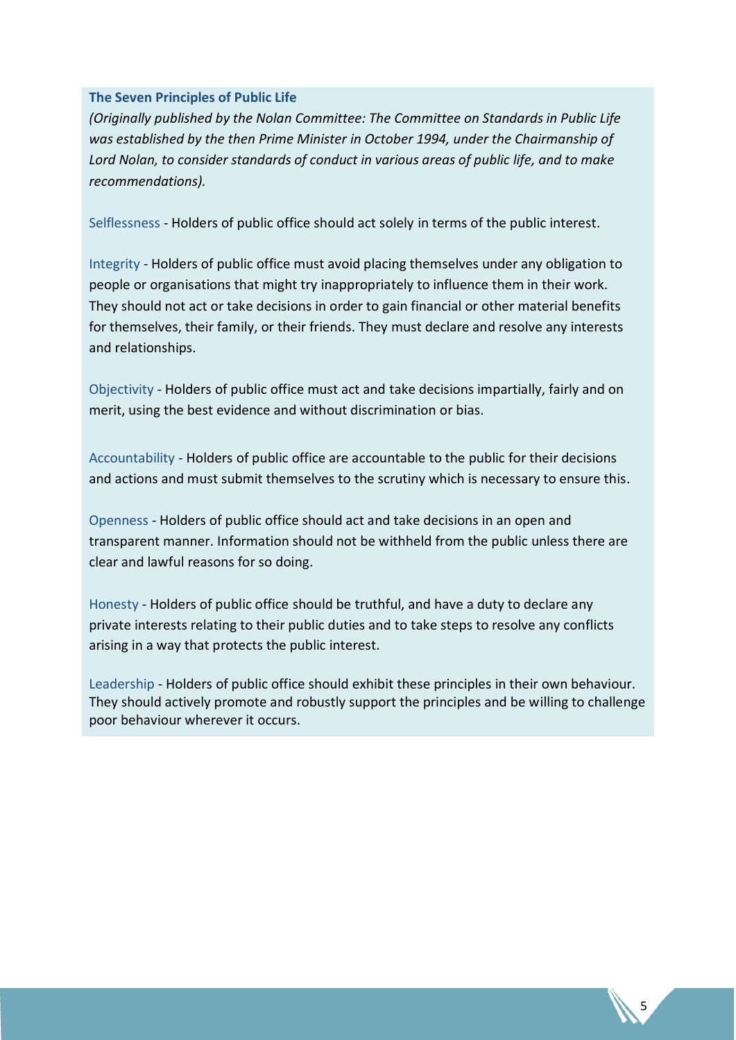**The Seven Principles of Public Life**

*(Originally published by the Nolan Committee: The Committee on Standards in Public Life was established by the then Prime Minister in October 1994, under the Chairmanship of Lord Nolan, to consider standards of conduct in various areas of public life, and to make recommendations).*

Selflessness - Holders of public office should act solely in terms of the public interest.

Integrity - Holders of public office must avoid placing themselves under any obligation to people or organisations that might try inappropriately to influence them in their work. They should not act or take decisions in order to gain financial or other material benefits for themselves, their family, or their friends. They must declare and resolve any interests and relationships.

Objectivity - Holders of public office must act and take decisions impartially, fairly and on merit, using the best evidence and without discrimination or bias.

Accountability - Holders of public office are accountable to the public for their decisions and actions and must submit themselves to the scrutiny which is necessary to ensure this.

Openness - Holders of public office should act and take decisions in an open and transparent manner. Information should not be withheld from the public unless there are clear and lawful reasons for so doing.

Honesty - Holders of public office should be truthful, and have a duty to declare any private interests relating to their public duties and to take steps to resolve any conflicts arising in a way that protects the public interest.

Leadership - Holders of public office should exhibit these principles in their own behaviour. They should actively promote and robustly support the principles and be willing to challenge poor behaviour wherever it occurs.